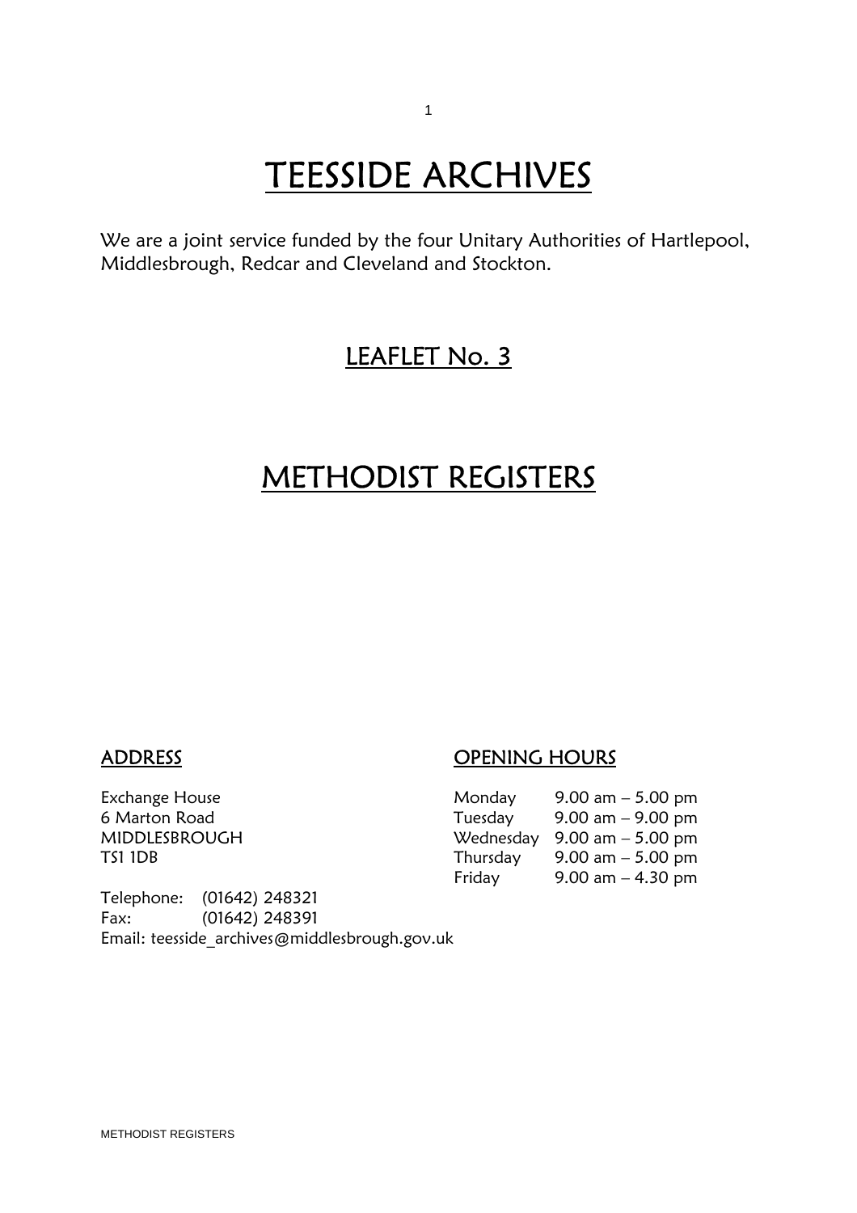# TEESSIDE ARCHIVES

We are a joint service funded by the four Unitary Authorities of Hartlepool, Middlesbrough, Redcar and Cleveland and Stockton.

## LEAFLET No. 3

# METHODIST REGISTERS

### ADDRESS

Exchange House
6 Marton Road
MIDDLESBROUGH
TS1 1DB

Telephone: (01642) 248321
Fax: (01642) 248391
Email: teesside_archives@middlesbrough.gov.uk

### OPENING HOURS

| | |
|---|---|
| Monday | 9.00 am – 5.00 pm |
| Tuesday | 9.00 am – 9.00 pm |
| Wednesday | 9.00 am – 5.00 pm |
| Thursday | 9.00 am – 5.00 pm |
| Friday | 9.00 am – 4.30 pm |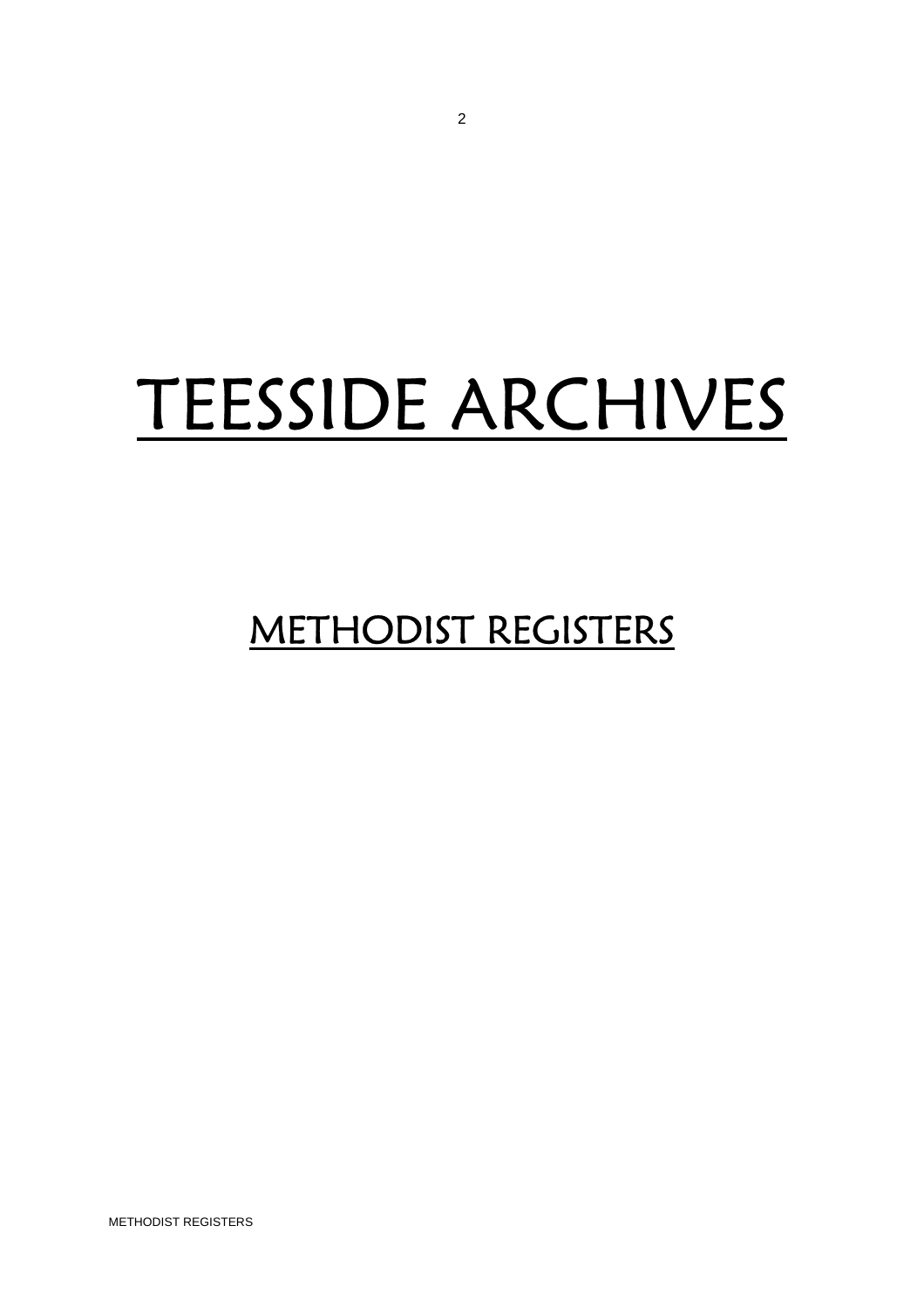# TEESSIDE ARCHIVES

## METHODIST REGISTERS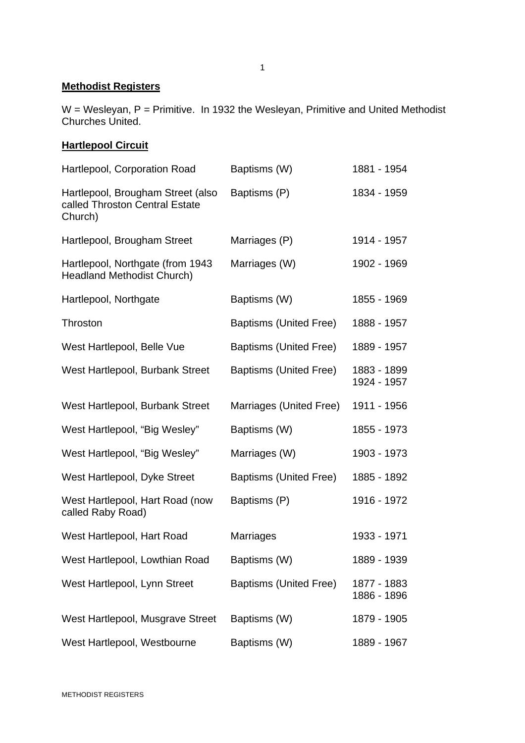**Methodist Registers**

W = Wesleyan, P = Primitive. In 1932 the Wesleyan, Primitive and United Methodist Churches United.

**Hartlepool Circuit**

| | | |
|---|---|---|
| Hartlepool, Corporation Road | Baptisms (W) | 1881 - 1954 |
| Hartlepool, Brougham Street (also called Throston Central Estate Church) | Baptisms (P) | 1834 - 1959 |
| Hartlepool, Brougham Street | Marriages (P) | 1914 - 1957 |
| Hartlepool, Northgate (from 1943 Headland Methodist Church) | Marriages (W) | 1902 - 1969 |
| Hartlepool, Northgate | Baptisms (W) | 1855 - 1969 |
| Throston | Baptisms (United Free) | 1888 - 1957 |
| West Hartlepool, Belle Vue | Baptisms (United Free) | 1889 - 1957 |
| West Hartlepool, Burbank Street | Baptisms (United Free) | 1883 - 1899<br>1924 - 1957 |
| West Hartlepool, Burbank Street | Marriages (United Free) | 1911 - 1956 |
| West Hartlepool, "Big Wesley" | Baptisms (W) | 1855 - 1973 |
| West Hartlepool, "Big Wesley" | Marriages (W) | 1903 - 1973 |
| West Hartlepool, Dyke Street | Baptisms (United Free) | 1885 - 1892 |
| West Hartlepool, Hart Road (now called Raby Road) | Baptisms (P) | 1916 - 1972 |
| West Hartlepool, Hart Road | Marriages | 1933 - 1971 |
| West Hartlepool, Lowthian Road | Baptisms (W) | 1889 - 1939 |
| West Hartlepool, Lynn Street | Baptisms (United Free) | 1877 - 1883<br>1886 - 1896 |
| West Hartlepool, Musgrave Street | Baptisms (W) | 1879 - 1905 |
| West Hartlepool, Westbourne | Baptisms (W) | 1889 - 1967 |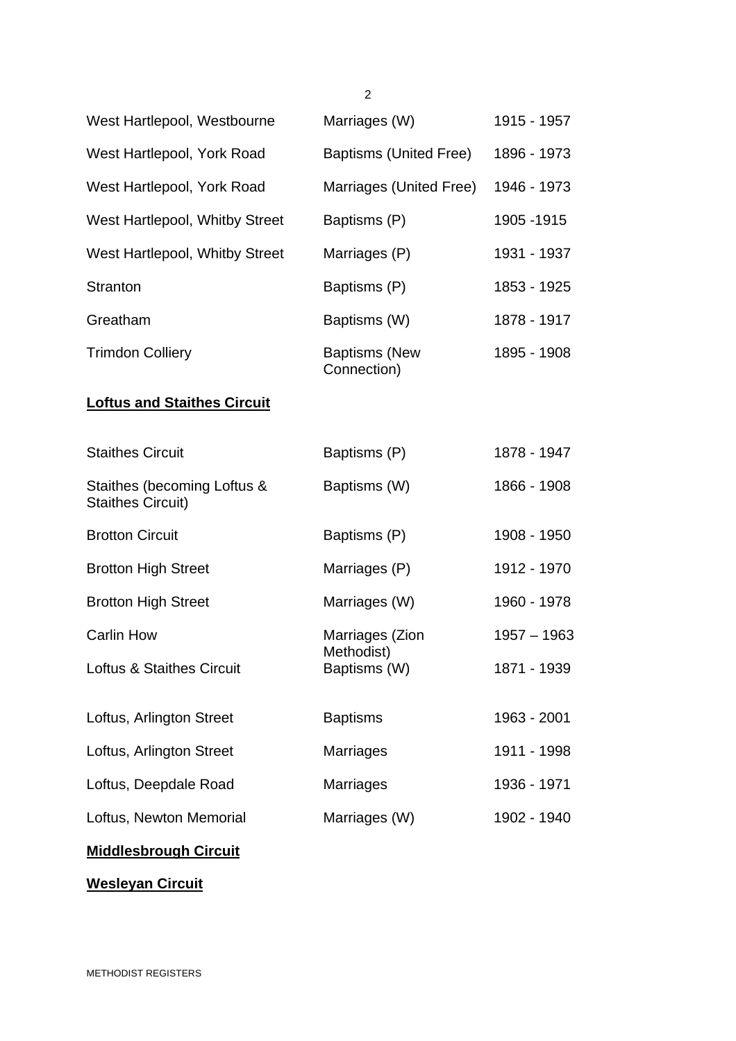| | | |
|---|---|---|
| West Hartlepool, Westbourne | Marriages (W) | 1915 - 1957 |
| West Hartlepool, York Road | Baptisms (United Free) | 1896 - 1973 |
| West Hartlepool, York Road | Marriages (United Free) | 1946 - 1973 |
| West Hartlepool, Whitby Street | Baptisms (P) | 1905 -1915 |
| West Hartlepool, Whitby Street | Marriages (P) | 1931 - 1937 |
| Stranton | Baptisms (P) | 1853 - 1925 |
| Greatham | Baptisms (W) | 1878 - 1917 |
| Trimdon Colliery | Baptisms (New Connection) | 1895 - 1908 |

**Loftus and Staithes Circuit**

| | | |
|---|---|---|
| Staithes Circuit | Baptisms (P) | 1878 - 1947 |
| Staithes (becoming Loftus & Staithes Circuit) | Baptisms (W) | 1866 - 1908 |
| Brotton Circuit | Baptisms (P) | 1908 - 1950 |
| Brotton High Street | Marriages (P) | 1912 - 1970 |
| Brotton High Street | Marriages (W) | 1960 - 1978 |
| Carlin How | Marriages (Zion Methodist) | 1957 – 1963 |
| Loftus & Staithes Circuit | Baptisms (W) | 1871 - 1939 |
| Loftus, Arlington Street | Baptisms | 1963 - 2001 |
| Loftus, Arlington Street | Marriages | 1911 - 1998 |
| Loftus, Deepdale Road | Marriages | 1936 - 1971 |
| Loftus, Newton Memorial | Marriages (W) | 1902 - 1940 |

**Middlesbrough Circuit**

**Wesleyan Circuit**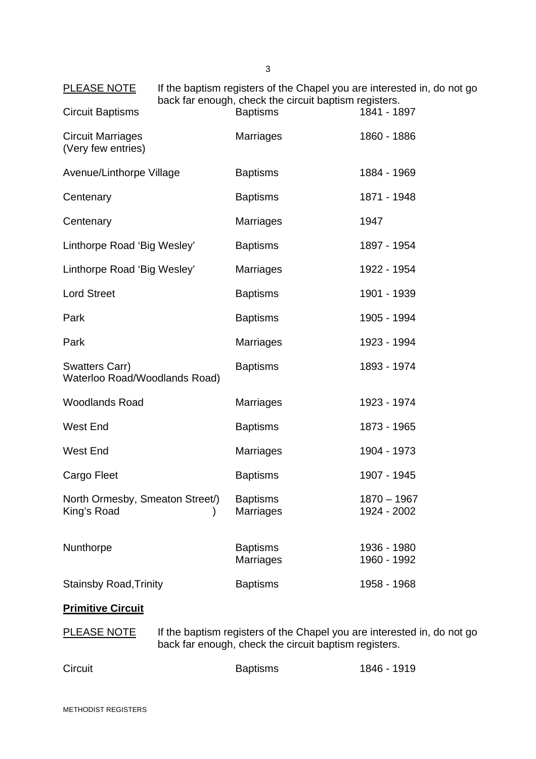PLEASE NOTE If the baptism registers of the Chapel you are interested in, do not go back far enough, check the circuit baptism registers.

| | | |
|---|---|---|
| Circuit Baptisms | Baptisms | 1841 - 1897 |
| Circuit Marriages (Very few entries) | Marriages | 1860 - 1886 |
| Avenue/Linthorpe Village | Baptisms | 1884 - 1969 |
| Centenary | Baptisms | 1871 - 1948 |
| Centenary | Marriages | 1947 |
| Linthorpe Road 'Big Wesley' | Baptisms | 1897 - 1954 |
| Linthorpe Road 'Big Wesley' | Marriages | 1922 - 1954 |
| Lord Street | Baptisms | 1901 - 1939 |
| Park | Baptisms | 1905 - 1994 |
| Park | Marriages | 1923 - 1994 |
| Swatters Carr) Waterloo Road/Woodlands Road) | Baptisms | 1893 - 1974 |
| Woodlands Road | Marriages | 1923 - 1974 |
| West End | Baptisms | 1873 - 1965 |
| West End | Marriages | 1904 - 1973 |
| Cargo Fleet | Baptisms | 1907 - 1945 |
| North Ormesby, Smeaton Street/) King's Road ) | Baptisms<br>Marriages | 1870 – 1967<br>1924 - 2002 |
| Nunthorpe | Baptisms<br>Marriages | 1936 - 1980<br>1960 - 1992 |
| Stainsby Road, Trinity | Baptisms | 1958 - 1968 |

**Primitive Circuit**

PLEASE NOTE If the baptism registers of the Chapel you are interested in, do not go back far enough, check the circuit baptism registers.

| | | |
|---|---|---|
| Circuit | Baptisms | 1846 - 1919 |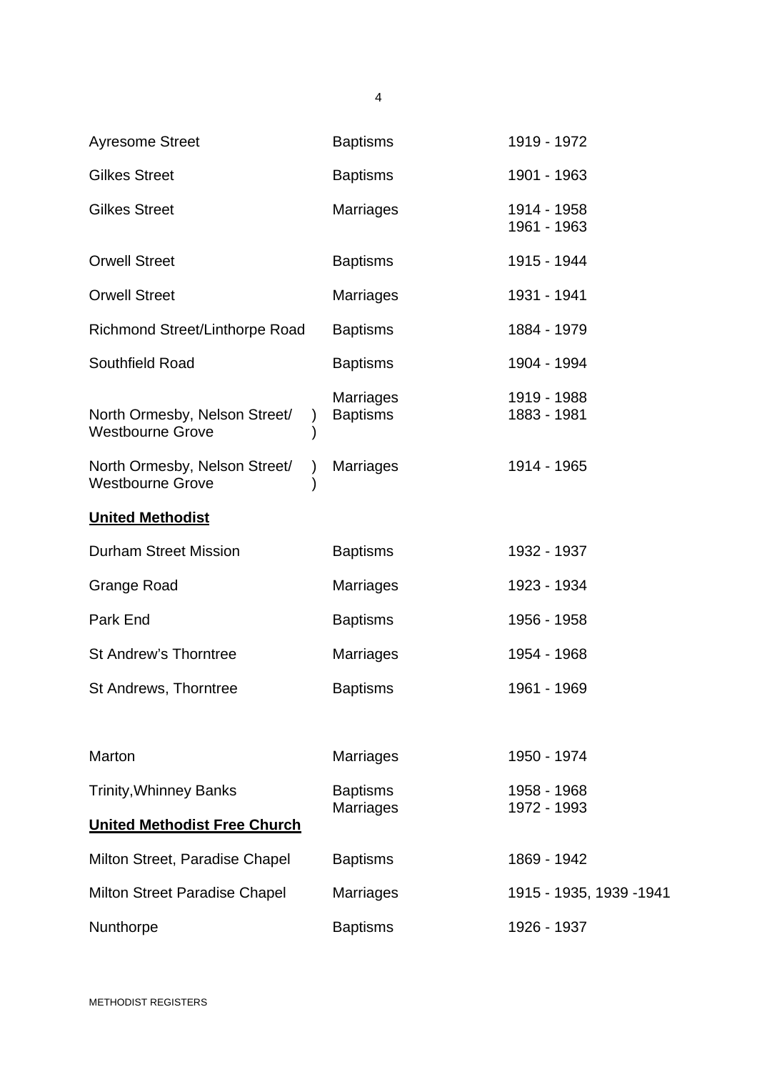| | | |
|---|---|---|
| Ayresome Street | Baptisms | 1919 - 1972 |
| Gilkes Street | Baptisms | 1901 - 1963 |
| Gilkes Street | Marriages | 1914 - 1958<br>1961 - 1963 |
| Orwell Street | Baptisms | 1915 - 1944 |
| Orwell Street | Marriages | 1931 - 1941 |
| Richmond Street/Linthorpe Road | Baptisms | 1884 - 1979 |
| Southfield Road | Baptisms | 1904 - 1994 |
| | Marriages | 1919 - 1988 |
| North Ormesby, Nelson Street/ Westbourne Grove | Baptisms | 1883 - 1981 |
| North Ormesby, Nelson Street/ Westbourne Grove | Marriages | 1914 - 1965 |

**United Methodist**

| | | |
|---|---|---|
| Durham Street Mission | Baptisms | 1932 - 1937 |
| Grange Road | Marriages | 1923 - 1934 |
| Park End | Baptisms | 1956 - 1958 |
| St Andrew's Thorntree | Marriages | 1954 - 1968 |
| St Andrews, Thorntree | Baptisms | 1961 - 1969 |
| Marton | Marriages | 1950 - 1974 |
| Trinity,Whinney Banks | Baptisms | 1958 - 1968 |
| | Marriages | 1972 - 1993 |

**United Methodist Free Church**

| | | |
|---|---|---|
| Milton Street, Paradise Chapel | Baptisms | 1869 - 1942 |
| Milton Street Paradise Chapel | Marriages | 1915 - 1935, 1939 -1941 |
| Nunthorpe | Baptisms | 1926 - 1937 |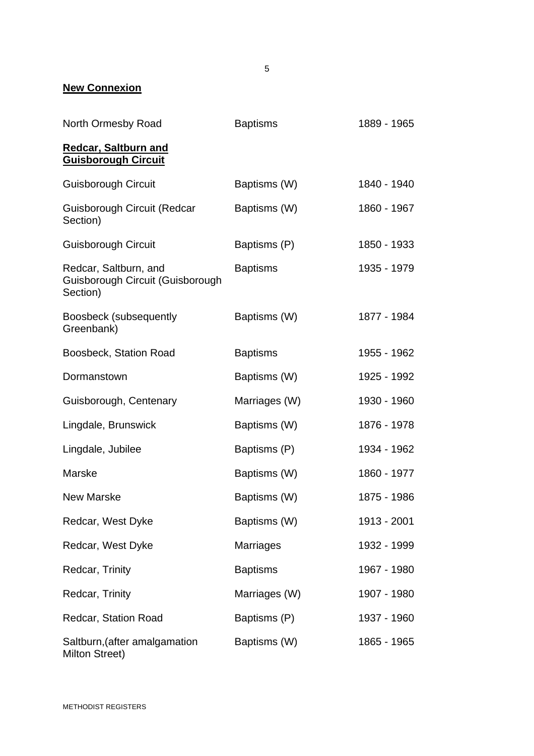**New Connexion**

| | | |
|---|---|---|
| North Ormesby Road | Baptisms | 1889 - 1965 |

**Redcar, Saltburn and Guisborough Circuit**

| | | |
|---|---|---|
| Guisborough Circuit | Baptisms (W) | 1840 - 1940 |
| Guisborough Circuit (Redcar Section) | Baptisms (W) | 1860 - 1967 |
| Guisborough Circuit | Baptisms (P) | 1850 - 1933 |
| Redcar, Saltburn, and Guisborough Circuit (Guisborough Section) | Baptisms | 1935 - 1979 |
| Boosbeck (subsequently Greenbank) | Baptisms (W) | 1877 - 1984 |
| Boosbeck, Station Road | Baptisms | 1955 - 1962 |
| Dormanstown | Baptisms (W) | 1925 - 1992 |
| Guisborough, Centenary | Marriages (W) | 1930 - 1960 |
| Lingdale, Brunswick | Baptisms (W) | 1876 - 1978 |
| Lingdale, Jubilee | Baptisms (P) | 1934 - 1962 |
| Marske | Baptisms (W) | 1860 - 1977 |
| New Marske | Baptisms (W) | 1875 - 1986 |
| Redcar, West Dyke | Baptisms (W) | 1913 - 2001 |
| Redcar, West Dyke | Marriages | 1932 - 1999 |
| Redcar, Trinity | Baptisms | 1967 - 1980 |
| Redcar, Trinity | Marriages (W) | 1907 - 1980 |
| Redcar, Station Road | Baptisms (P) | 1937 - 1960 |
| Saltburn,(after amalgamation Milton Street) | Baptisms (W) | 1865 - 1965 |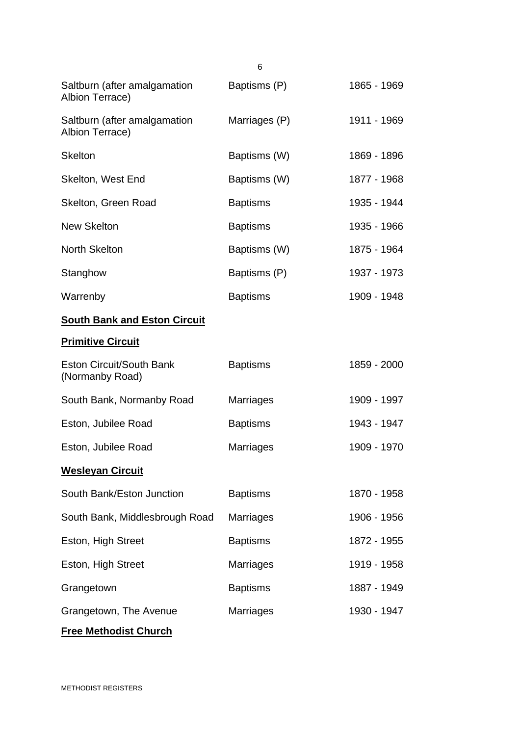| | | |
|---|---|---|
| Saltburn (after amalgamation Albion Terrace) | Baptisms (P) | 1865 - 1969 |
| Saltburn (after amalgamation Albion Terrace) | Marriages (P) | 1911 - 1969 |
| Skelton | Baptisms (W) | 1869 - 1896 |
| Skelton, West End | Baptisms (W) | 1877 - 1968 |
| Skelton, Green Road | Baptisms | 1935 - 1944 |
| New Skelton | Baptisms | 1935 - 1966 |
| North Skelton | Baptisms (W) | 1875 - 1964 |
| Stanghow | Baptisms (P) | 1937 - 1973 |
| Warrenby | Baptisms | 1909 - 1948 |

**South Bank and Eston Circuit**

**Primitive Circuit**

| | | |
|---|---|---|
| Eston Circuit/South Bank (Normanby Road) | Baptisms | 1859 - 2000 |
| South Bank, Normanby Road | Marriages | 1909 - 1997 |
| Eston, Jubilee Road | Baptisms | 1943 - 1947 |
| Eston, Jubilee Road | Marriages | 1909 - 1970 |

**Wesleyan Circuit**

| | | |
|---|---|---|
| South Bank/Eston Junction | Baptisms | 1870 - 1958 |
| South Bank, Middlesbrough Road | Marriages | 1906 - 1956 |
| Eston, High Street | Baptisms | 1872 - 1955 |
| Eston, High Street | Marriages | 1919 - 1958 |
| Grangetown | Baptisms | 1887 - 1949 |
| Grangetown, The Avenue | Marriages | 1930 - 1947 |

**Free Methodist Church**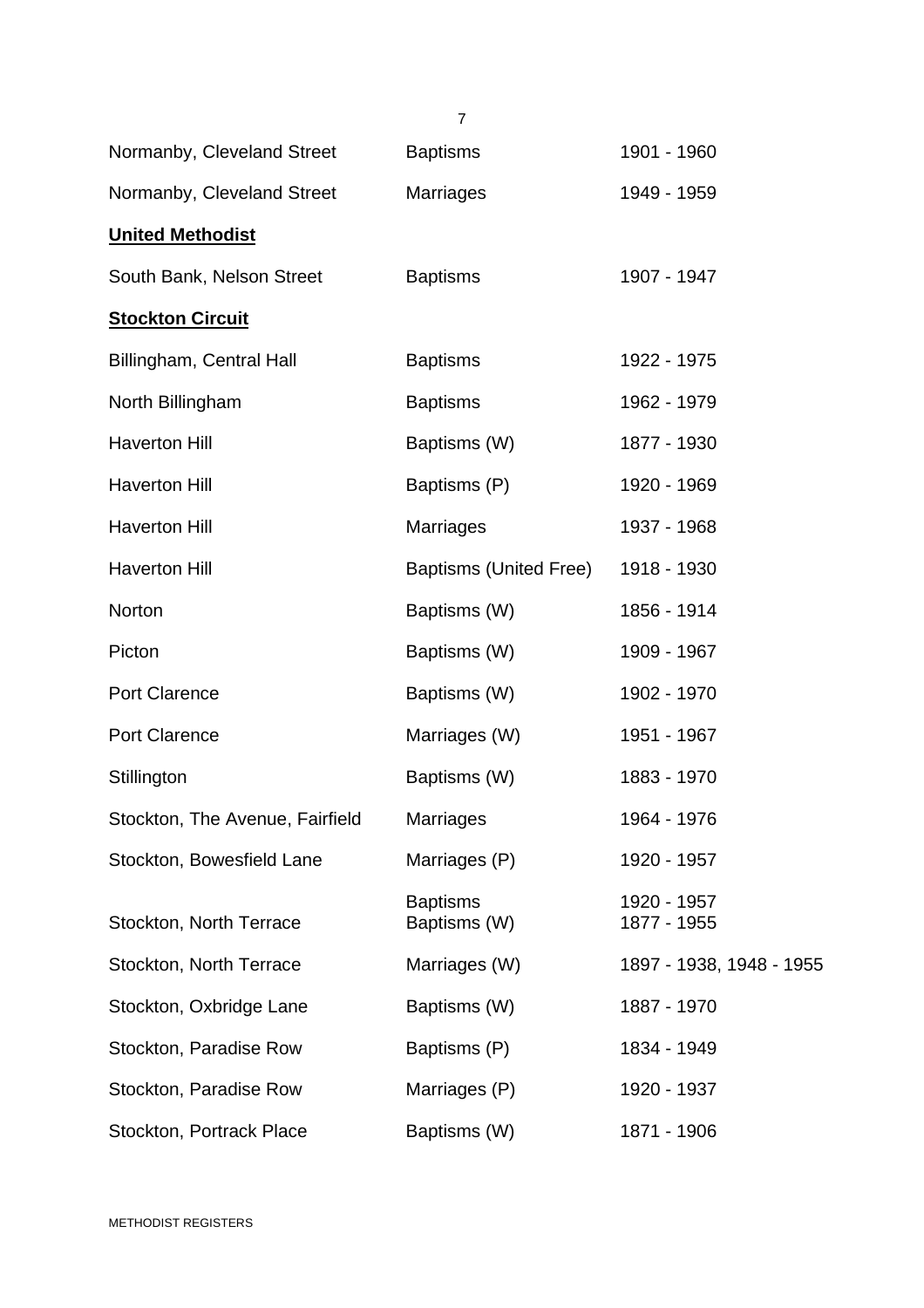| | | |
|---|---|---|
| Normanby, Cleveland Street | Baptisms | 1901 - 1960 |
| Normanby, Cleveland Street | Marriages | 1949 - 1959 |

**United Methodist**

| | | |
|---|---|---|
| South Bank, Nelson Street | Baptisms | 1907 - 1947 |

**Stockton Circuit**

| | | |
|---|---|---|
| Billingham, Central Hall | Baptisms | 1922 - 1975 |
| North Billingham | Baptisms | 1962 - 1979 |
| Haverton Hill | Baptisms (W) | 1877 - 1930 |
| Haverton Hill | Baptisms (P) | 1920 - 1969 |
| Haverton Hill | Marriages | 1937 - 1968 |
| Haverton Hill | Baptisms (United Free) | 1918 - 1930 |
| Norton | Baptisms (W) | 1856 - 1914 |
| Picton | Baptisms (W) | 1909 - 1967 |
| Port Clarence | Baptisms (W) | 1902 - 1970 |
| Port Clarence | Marriages (W) | 1951 - 1967 |
| Stillington | Baptisms (W) | 1883 - 1970 |
| Stockton, The Avenue, Fairfield | Marriages | 1964 - 1976 |
| Stockton, Bowesfield Lane | Marriages (P) | 1920 - 1957 |
| | Baptisms | 1920 - 1957 |
| Stockton, North Terrace | Baptisms (W) | 1877 - 1955 |
| Stockton, North Terrace | Marriages (W) | 1897 - 1938, 1948 - 1955 |
| Stockton, Oxbridge Lane | Baptisms (W) | 1887 - 1970 |
| Stockton, Paradise Row | Baptisms (P) | 1834 - 1949 |
| Stockton, Paradise Row | Marriages (P) | 1920 - 1937 |
| Stockton, Portrack Place | Baptisms (W) | 1871 - 1906 |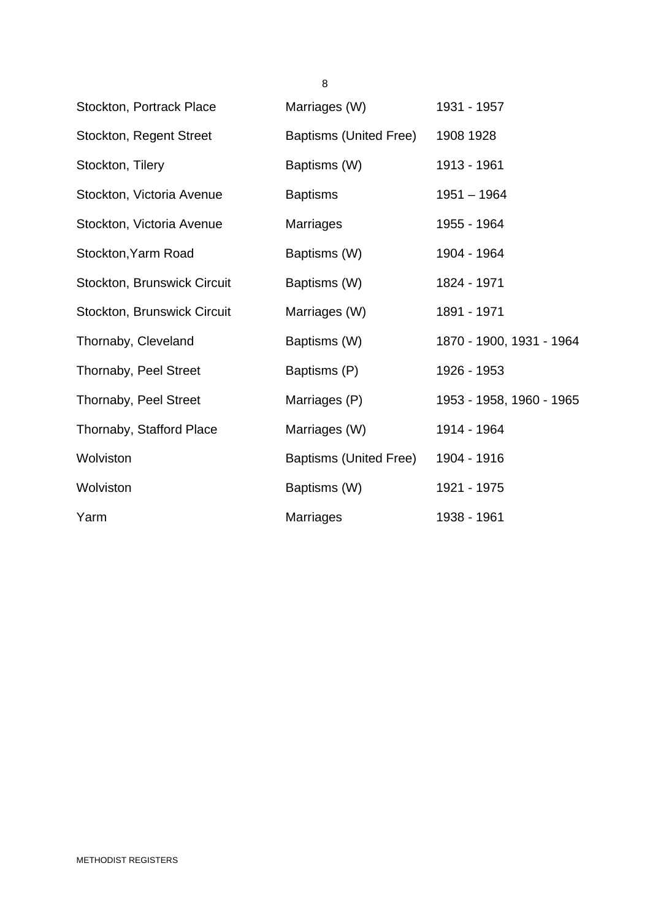| | | |
|---|---|---|
| Stockton, Portrack Place | Marriages (W) | 1931 - 1957 |
| Stockton, Regent Street | Baptisms (United Free) | 1908 1928 |
| Stockton, Tilery | Baptisms (W) | 1913 - 1961 |
| Stockton, Victoria Avenue | Baptisms | 1951 – 1964 |
| Stockton, Victoria Avenue | Marriages | 1955 - 1964 |
| Stockton,Yarm Road | Baptisms (W) | 1904 - 1964 |
| Stockton, Brunswick Circuit | Baptisms (W) | 1824 - 1971 |
| Stockton, Brunswick Circuit | Marriages (W) | 1891 - 1971 |
| Thornaby, Cleveland | Baptisms (W) | 1870 - 1900, 1931 - 1964 |
| Thornaby, Peel Street | Baptisms (P) | 1926 - 1953 |
| Thornaby, Peel Street | Marriages (P) | 1953 - 1958, 1960 - 1965 |
| Thornaby, Stafford Place | Marriages (W) | 1914 - 1964 |
| Wolviston | Baptisms (United Free) | 1904 - 1916 |
| Wolviston | Baptisms (W) | 1921 - 1975 |
| Yarm | Marriages | 1938 - 1961 |